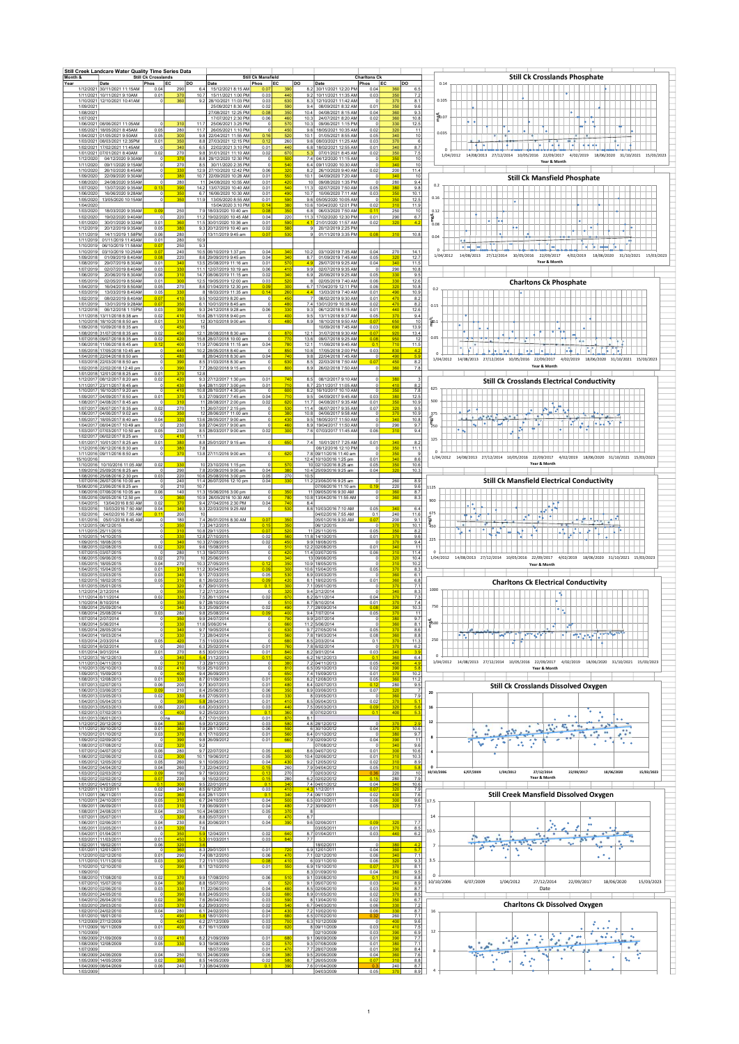# Still Creek Landcare Water Quality Time Series Data

| Month & Year | Still Ck Crosslands Date | Phos | EC | DO | Still Ck Mansfield Date | Phos | EC | DO | Charltons Ck Date | Phos | EC | DO |
|---|---|---|---|---|---|---|---|---|---|---|---|---|
| 1/12/2021 | 30/11/2021 11:15AM | 0.04 | 290 | 6.4 | 15/12/2021 8:15 AM | 0.07 | 390 | 8.2 | 30/11/2021 12:20 PM | 0.04 | 360 | 6.5 |
| 1/11/2021 | 10/11/2021 9:10AM | 0.01 | 370 | 10.7 | 15/11/2021 1:00 PM | 0.03 | 440 | 9.2 | 10/11/2021 11:35 AM | 0.03 | 350 | 7.2 |
| 1/10/2021 | 12/10/2021 10:41AM | 0 | 360 | 9.2 | 28/10/2021 11:03 PM | 0.03 | 630 | 8.3 | 12/10/2021 11:42 AM | 0 | 370 | 8.1 |
| 1/09/2021 | | | | | 25/09/2021 8:30 AM | 0.02 | 590 | 9.4 | 08/09/2021 8:32 AM | 0.01 | 350 | 9.6 |
| 1/08/2021 | | | | | 27/08/2021 12:25 PM | 0.08 | 350 | 10.4 | 04/08/2021 8:15 AM | 0.04 | 360 | 9.3 |
| 1/07/2021 | | | | | 17/07/2021 2:30 PM | 0.06 | 460 | 10.3 | 24/07/2021 8:20 AM | 0.02 | 360 | 10.8 |
| 1/06/2021 | 08/06/2021 11:05AM | 0 | 310 | 11.7 | 25/06/2021 3:25 PM | 0 | 570 | 10.3 | 09/06/2021 1:15 PM | 0 | 330 | 12.5 |
| 1/05/2021 | 18/05/2021 8:45AM | 0.05 | 280 | 11.7 | 26/05/2021 1:10 PM | 0 | 450 | 9.6 | 18/05/2021 10:35 AM | 0.02 | 320 | 11 |
| 1/04/2021 | 01/05/2021 9:50AM | 0.05 | 300 | 9.8 | 22/04/2021 11:55 AM | 0.18 | 520 | 10.1 | 01/05/2021 8:55 AM | 0.05 | 340 | 10 |
| 1/03/2021 | 08/03/2021 12:35PM | 0.01 | 350 | 8.8 | 27/03/2021 12:15 PM | 0.12 | 260 | 9.6 | 08/03/2021 11:25 AM | 0.03 | 370 | 6 |
| 1/02/2021 | 17/02/2021 11:45AM | 0 | 340 | 6.5 | 22/02/2021 3:10 PM | 0.01 | 440 | 6.8 | 18/02/2021 12:55 AM | 0.01 | 340 | 8.7 |
| 1/01/2021 | 07/01/2021 8:40AM | 0.02 | 270 | 9.8 | 31/01/2021 11:10 AM | 0.02 | 670 | 5.3 | 07/01/2021 8:45 AM | 0.02 | 350 | 7.5 |
| 1/12/2020 | 04/12/2020 9:30AM | 0 | 370 | 8.8 | 29/12/2020 12:30 PM | 0 | 500 | 7.4 | 04/12/2020 11:15 AM | 0 | 350 | 10 |
| 1/11/2020 | 09/11/2020 9:15AM | 0 | 270 | 8.5 | 30/11/2020 2:35 PM | 0 | 540 | 6.4 | 09/11/2020 10:30 AM | 0 | 340 | 10 |
| 1/10/2020 | 26/10/2020 8:45AM | 0 | 330 | 12.9 | 27/10/2020 12:42 PM | 0.06 | 320 | 8.2 | 26/10/2020 9:40 AM | 0.02 | 200 | 11.4 |
| 1/09/2020 | 22/09/2020 9:30AM | 0 | 380 | 10.7 | 22/09/2020 10:26 AM | 0.01 | 550 | 10.1 | 04/09/2020 7:20 AM | 0 | 340 | 10 |
| 1/08/2020 | 24/08/2020 9:55AM | 0 | 280 | 11 | 24/08/2020 10:55 AM | 0.01 | 420 | 10 | 09/08/2020 1:35 PM | 0 | 280 | 9.4 |
| 1/07/2020 | 13/07/2020 9:35AM | 0.13 | 390 | 14.2 | 13/07/2020 10:40 AM | 0.01 | 540 | 11.3 | 02/07/2020 7:50 AM | 0.05 | 380 | 9.8 |
| 1/06/2020 | 16/06/2020 9:28AM | 0 | 350 | 6.7 | 16/06/2020 10:30 AM | 0.01 | 490 | 10.7 | 10/06/2020 7:11 AM | 0.03 | 350 | 10.1 |
| 1/05/2020 | 13/05/2020 10:15AM | 0 | 350 | 11.9 | 13/05/2020 8:55 AM | 0.01 | 590 | 9.6 | 05/05/2020 10:05 AM | 0 | 350 | 12.5 |
| 1/04/2020 | | | | | 15/04/2020 3:10 PM | 0.14 | 380 | 10.6 | 10/04/2020 12:01 PM | 0.02 | 310 | 11.9 |
| 1/03/2020 | 18/03/2020 9:35AM | 0.09 | 250 | 7.9 | 18/03/2020 10:40 am | 0.08 | 350 | 6.8 | 06/03/2020 7:50 AM | 0.11 | 250 | 10 |
| 1/02/2020 | 19/02/2020 9:40AM | 0 | 220 | 11.2 | 19/02/2020 10:45 AM | 0.04 | 220 | 11.3 | 17/02/2020 12:30 PM | 0.01 | 290 | 6.7 |
| 1/01/2020 | 30/01/2020 9:32AM | 0.01 | 360 | 11.5 | 30/01/2020 10:36 am | 0.01 | 590 | 4.1 | 21/01/2020 11:57 AM | 0.02 | 320 | 4.2 |
| 1/12/2019 | 20/12/2019 9:35AM | 0.05 | 380 | 9.3 | 20/12/2019 10:40 am | 0.02 | 580 | 9 | 20/12/2019 2:25 PM | | | |
| 1/11/2019 | 14/11/2019 1:58PM | 0.06 | 280 | 7 | 13/11/2019 9:45 am | 0.07 | 530 | 9 | 01/11/2019 3:35 PM | 0.08 | 310 | 10.8 |
| 1/11/2019 | 01/11/2019 11:45AM | 0.01 | 280 | 10.9 | | | | | | | | |
| 1/10/2019 | 06/10/2019 11:58AM | 0.07 | 250 | 9.3 | | | | | | | | |
| 1/10/2019 | 03/10/2019 10:25AM | 0.07 | 240 | 10.5 | 06/10/2019 1:37 pm | 0.04 | 340 | 10.2 | 03/10/2019 7:35 AM | 0.04 | 270 | 14.1 |
| 1/09/2019 | 01/09/2019 8:40AM | 0.08 | 220 | 8.6 | 29/09/2019 9:45 am | 0.04 | 340 | 8.7 | 01/09/2019 7:45 AM | 0.05 | 320 | 12.7 |
| 1/08/2019 | 29/07/2019 8:30AM | 0.01 | 340 | 13.5 | 25/08/2019 11:16 am | 0.01 | 570 | 4.9 | 29/07/2019 9:25 AM | 0.04 | 340 | 11.5 |
| 1/07/2019 | 02/07/2019 8:40AM | 0.03 | 330 | 11.1 | 12/07/2019 10:19 am | 0.06 | 410 | 9.9 | 02/07/2019 9:35 AM | 0 | 290 | 10.8 |
| 1/06/2019 | 20/06/2019 8:30AM | 0.06 | 310 | 14.7 | 08/06/2019 11:15 am | 0.02 | 340 | 6.9 | 20/06/2019 9:25 AM | 0.05 | 330 | 9.5 |
| 1/05/2019 | 02/05/2019 8:50AM | 0.01 | 300 | 12.5 | 19/05/2019 12:00 am | 0.03 | 520 | 8 | 02/05/2019 9:40 AM | 0.06 | 330 | 12.6 |
| 1/04/2019 | 16/04/2019 8:50AM | 0.05 | 270 | 8.6 | 01/04/2019 12:30 pm | 0.09 | 300 | 6.7 | 17/04/2019 12:11 PM | 0.06 | 320 | 10.8 |
| 1/03/2019 | 13/03/2019 8:40AM | 0.05 | 330 | 8 | 18/03/2019 11:35 am | 0.14 | 260 | 4.4 | 13/03/2019 7:40 AM | 0.01 | 440 | 10.9 |
| 1/02/2019 | 08/02/2019 8:40AM | 0.07 | 410 | 9.5 | 10/02/2019 8:20 am | 0 | 450 | 7 | 08/02/2019 9:30 AM | 0.01 | 470 | 8.2 |
| 1/01/2019 | 13/01/2019 9:28AM | 0.07 | 350 | 6.1 | 10/01/2019 8:45 am | 0 | 480 | 7.4 | 13/01/2019 10:38 AM | 0.02 | 470 | 8.2 |
| 1/12/2018 | 06/12/2018 1:15PM | 0.03 | 390 | 9.3 | 24/12/2018 9:28 am | 0.06 | 330 | 9.3 | 06/12/2018 8:15 AM | 0.01 | 440 | 12.6 |
| 1/11/2018 | 13/11/2018 8:38 am | 0.02 | 410 | 10.6 | 28/11/2018 9:40 pm | 0 | 400 | 9.5 | 13/11/2018 9:37 AM | 0.05 | 370 | 9.4 |
| 1/10/2018 | 18/10/2018 8:50 am | 0.01 | 310 | 12 | 30/10/2018 9:00 am | 0 | 480 | 8.9 | 18/10/2018 9:50 AM | 0.07 | 650 | 10 |
| 1/09/2018 | 10/09/2018 8:35 am | 0 | 450 | 15 | | | | | 10/09/2018 7:45 AM | 0.03 | 690 | 13.9 |
| 1/08/2018 | 31/07/2018 8:35 am | 0.02 | 450 | 12.1 | 28/08/2018 8:30 am | 0 | 870 | 12.1 | 31/07/2018 9:30 AM | 0.07 | 920 | 13.4 |
| 1/07/2018 | 09/07/2018 8:35 am | 0.02 | 420 | 15.8 | 28/07/2018 10:00 am | 0 | 770 | 13.6 | 09/07/2018 9:45 AM | 0.08 | 950 | 12 |
| 1/06/2018 | 11/06/2018 8:45 am | 0.12 | 400 | 11.9 | 27/06/2018 11:15 am | 0.04 | 780 | 12.1 | 11/06/2018 9:45 AM | 0.1 | 710 | 11.5 |
| 1/05/2018 | 17/05/2018 10:45 am | 0 | 440 | 10.2 | 28/05/2018 8:40 am | 0 | 650 | 10.8 | 17/05/2018 2:00 PM | 0.03 | 830 | 4.2 |
| 1/04/2018 | 22/04/2018 8:50 am | 0 | 480 | 8 | 28/04/2018 8:30 am | 0.04 | 740 | 9.8 | 22/04/2018 7:45 AM | 0 | 490 | 5.9 |
| 1/03/2018 | 22/03/2018 8:50 am | 0 | 390 | 8.5 | 31/03/2018 8:30 am | 0 | 630 | 8.5 | 22/03/2018 7:50 AM | 0.07 | 450 | 8.2 |
| 1/02/2018 | 22/02/2018 12:40 pm | 0 | 390 | 7.7 | 26/02/2018 9:15 am | 0 | 800 | 8.9 | 26/02/2018 7:50 AM | 0 | 360 | 7.8 |
| 1/01/2018 | 12/01/2018 8:25 am | 0.01 | 370 | 12.8 | | | | | | | | |
| 1/12/2017 | 06/12/2017 8:20 am | 0.02 | 420 | 9.3 | 27/12/2017 1:30 pm | 0.01 | 740 | 8.5 | 06/12/2017 9:10 AM | 0 | 380 | 3 |
| 1/11/2017 | 23/11/2017 8:45 am | 0 | 430 | 9.4 | 28/11/2017 3:00 pm | 0.01 | 710 | 8.7 | 23/11/2017 11:05 AM | 0 | 410 | 8.2 |
| 1/10/2017 | 16/10/2017 9:20 am | 0 | 410 | 10.8 | 28/10/2017 4:30 pm | 0 | 600 | 8.2 | 16/10/2017 10:10 AM | 0 | 350 | 7.8 |
| 1/09/2017 | 04/09/2017 8:50 am | 0.01 | 370 | 9.3 | 27/09/2017 7:45 am | 0.04 | 710 | 9.5 | 04/09/2017 9:45 AM | 0.03 | 380 | 12.5 |
| 1/08/2017 | 04/08/2017 8:45 am | 0 | 310 | 11 | 28/08/2017 2:00 pm | 0.02 | 620 | 11.7 | 04/08/2017 9:35 AM | 0.01 | 350 | 10.9 |
| 1/07/2017 | 06/07/2017 8:35 am | 0.02 | 270 | 11 | 06/07/2017 2:15 pm | 0 | 530 | 11.4 | 06/07/2017 9:25 AM | 0.07 | 320 | 10.9 |
| 1/06/2017 | 01/06/2017 9:02 am | 0 | 350 | 12 | 28/06/2017 11:00 am | 0 | 380 | 10.8 | 04/06/2017 9:58 AM | 0 | 370 | 10.9 |
| 1/05/2017 | 18/05/2017 8:40 am | 0.04 | 320 | 13.6 | 28/05/2017 9:00 am | 0 | 430 | 9.5 | 18/05/2017 11:50 AM | 0 | 340 | 10.8 |
| 1/04/2017 | 08/04/2017 10:49 am | 0 | 230 | 9.8 | 27/04/2017 9:00 am | 0 | 460 | 8.9 | 19/04/2017 11:50 AM | 0 | 290 | 9.7 |
| 1/03/2017 | 07/03/2017 10:50 am | 0.05 | 230 | 8.5 | 28/03/2017 9:00 am | 0.02 | 300 | 7.6 | 07/03/2017 11:45 AM | 0.06 | 310 | 9.4 |
| 1/02/2017 | 06/02/2017 8:25 am | 0 | 410 | 11.1 | | | | | | | | |
| 1/01/2017 | 10/01/2017 8:25 am | 0.01 | 380 | 8.8 | 25/01/2017 9:15 am | 0 | 650 | 7.4 | 10/01/2017 7:25 AM | 0.01 | 340 | 8.2 |
| 1/12/2016 | 06/12/2016 8:30 am | 0 | 380 | 7.8 | | | | | 06/12/2016 12:10 PM | 0 | 350 | 11.1 |
| 1/11/2016 | 09/11/2016 8:50 am | 0 | 370 | 13.8 | 27/11/2016 9:00 am | 0 | 620 | 7.8 | 09/11/2016 11:40 am | 0 | 330 | 9 |
| 15/10/2016 | | | | | | | | 12.4 | 10/10/2016 1:25 pm | 0.01 | 340 | 8.6 |
| 1/10/2016 | 10/10/2016 11:05 AM | 0.02 | 330 | 10 | 23/10/2016 1:15 pm | 0 | 570 | 10 | 02/10/2016 8:25 am | 0.05 | 350 | 10.6 |
| 1/09/2016 | 25/09/2016 8:25 am | 0 | 290 | 7.8 | 20/09/2016 9:00 am | 0.04 | 380 | 10.4 | 25/09/2016 9:25 am | 0.04 | 320 | 10.3 |
| 1/08/2016 | 25/08/2016 2:30 pm | 0.03 | 230 | 10.6 | 25/08/2016 3:00 pm | 0.05 | 270 | 10.5 | | | | |
| 1/07/2016 | 26/07/2016 10:00 am | 0 | 240 | 11.4 | 26/07/2016 12:10 pm | 0.04 | 330 | 11.2 | 23/06/2016 9:25 am | 0 | 260 | 8.9 |
| 15/06/2016 | 23/06/2016 8:25 am | 0 | 210 | 10.7 | | | | | 07/06/2016 11:10 am | 0.19 | 220 | 9.6 |
| 1/06/2016 | 07/06/2016 10:05 am | 0.06 | 140 | 11.3 | 15/06/2016 3:00 pm | 0 | 350 | 11 | 09/05/2016 9:30 AM | 0 | 360 | 8.7 |
| 1/05/2016 | 09/05/2016 12:50 pm | 0 | 360 | 10.9 | 26/05/2016 10:30 AM | 0 | 780 | 10.8 | 13/04/2016 11:55 AM | 0 | 360 | 8.3 |
| 1/04/2015 | 13/04/2016 8:50 AM | 0.02 | 370 | 9.4 | 27/04/2016 2:30 PM | 0.04 | 740 | 8.4 | | | | |
| 1/03/2016 | 10/03/2016 7:50 AM | 0.04 | 340 | 9.3 | 22/03/2016 9:25 AM | 0 | 530 | 8.6 | 10/03/2016 7:10 AM | 0.05 | 340 | 6.4 |
| 1/02/2016 | 04/02/2016 7:55 AM | 0.11 | 200 | 10 | | | | | 04/02/2016 7:55 AM | 0.1 | 240 | 11.6 |
| 1/01/2016 | 05/01/2016 8:45 AM | 0 | 180 | 7.4 | 26/01/2016 8:30 AM | 0.07 | 350 | | 05/01/2016 9:30 AM | 0.07 | 200 | 9.1 |
| 1/12/2015 | 06/12/2015 | 0 | 350 | 7.3 | 24/12/2015 | 0.15 | 350 | | 06/12/2015 | 0 | 370 | 10.1 |
| 1/11/2015 | 25/11/2015 | 0 | 310 | 10.8 | 29/11/2015 | 0.07 | 520 | 11 | 25/11/2015 | 0.05 | 350 | 8.2 |
| 1/10/2015 | 14/10/2015 | 0 | 330 | 12.8 | 27/10/2015 | 0.02 | 560 | 11.8 | 14/10/2015 | 0.01 | 370 | 9.6 |
| 1/09/2015 | 18/08/2015 | 0 | 340 | 10.2 | 27/09/2015 | 0.02 | 450 | 9.9 | 18/08/2015 | 0 | 370 | 9.4 |
| 1/08/2015 | 02/08/2015 | 0.02 | 320 | 9.6 | 15/08/2015 | 0 | 510 | 12.2 | 02/08/2015 | 0.01 | 340 | 11 |
| 1/07/2015 | 03/07/2015 | 0 | 280 | 11.3 | 19/07/2015 | 0 | 420 | 11.4 | 03/07/2015 | 0.06 | 310 | 11.4 |
| 1/06/2015 | 09/06/2015 | 0.02 | 270 | 10 | 25/06/2015 | 0 | 340 | 13 | 09/06/2015 | 0 | 320 | 10.4 |
| 1/05/2015 | 18/05/2015 | 0.04 | 270 | 10.3 | 27/05/2015 | 0.12 | 350 | 10.9 | 18/05/2015 | 0 | 310 | 10.2 |
| 1/04/2015 | 15/04/2015 | 0.01 | 310 | 11.2 | 30/04/2015 | 0.09 | 300 | 10.6 | 15/04/2015 | 0.05 | 370 | 8.3 |
| 1/03/2015 | 03/03/2015 | 0.03 | 340 | 9.1 | 27/03/2015 | 0.05 | 530 | 8.9 | 03/03/2015 | 0 | 360 | 6.1 |
| 1/02/2015 | 18/02/2015 | 0.05 | 310 | 8.1 | 26/02/2015 | 0.09 | 420 | 8.1 | 18/02/2015 | 0.01 | 360 | 6.8 |
| 1/01/2015 | 05/01/2015 | 0 | 320 | 6.7 | 29/01/2015 | 0.1 | 300 | 7.1 | 05/01/2015 | 0 | 370 | 7.1 |
| 1/12/2014 | 2/12/2014 | 0 | 350 | 7.2 | 27/12/2014 | 0 | 320 | 9.4 | 2/12/2014 | 0 | 340 | 8.3 |
| 1/11/2014 | 6/11/2014 | 0.02 | 330 | 7.5 | 26/11/2014 | 0.02 | 670 | 8.2 | 6/11/2014 | 0.04 | 370 | 7.3 |
| 1/10/2014 | 8/10/2014 | 0 | 310 | 9.7 | 28/10/2014 | 0 | 510 | 8.7 | 8/10/2014 | 0.01 | 370 | 7.4 |
| 1/09/2014 | 25/09/2014 | 0 | 340 | 9.3 | 25/09/2014 | 0.02 | 490 | 7.7 | 28/09/2014 | 0.08 | 390 | 10.3 |
| 1/08/2014 | 25/08/2014 | 0.03 | 280 | 9.8 | 25/08/2014 | 0.09 | 400 | 9.4 | 7/07/2014 | 0.05 | 370 | 11 |
| 1/07/2014 | 2/07/2014 | 0 | 350 | 9.9 | 24/07/2014 | 0 | 790 | 9.9 | 2/07/2014 | 0 | 380 | 9.7 |
| 1/06/2014 | 5/06/2014 | 0 | 330 | 11.6 | 5/06/2014 | 0 | 660 | 11.2 | 5/06/2014 | 0 | 360 | 8.1 |
| 1/05/2014 | 28/05/2014 | 0 | 340 | 9.7 | 19/05/2014 | 0 | 630 | 9.7 | 27/05/2014 | 0.05 | 370 | 8.6 |
| 1/04/2014 | 19/03/2014 | 0 | 330 | 7.3 | 28/04/2014 | 0 | 560 | 7.8 | 19/03/2014 | 0.08 | 360 | 8.8 |
| 1/03/2014 | 2/03/2014 | 0.05 | 420 | 7.5 | 15/03/2014 | 0 | 680 | 8.5 | 2/03/2014 | 0 | 370 | 11.3 |
| 1/02/2014 | 6/02/2014 | 0 | 260 | 6.3 | 25/02/2014 | 0.01 | 760 | 7.8 | 6/02/2014 | 0 | 370 | 6.2 |
| 1/01/2014 | 9/01/2014 | 0.01 | 270 | 7.5 | 30/01/2014 | 0.01 | 840 | 8.2 | 9/01/2014 | 0.03 | 340 | 3.9 |
| 1/12/2013 | 16/12/2013 | 0 | 340 | 5.4 | 31/12/2013 | 0.11 | 620 | 6.2 | 16/12/2013 | 0.1 | 360 | 6.4 |
| 1/11/2013 | 04/11/2013 | 0 | 310 | 7.3 | 29/11/2013 | 0 | 380 | 7.2 | 04/11/2013 | 0.05 | 400 | 4.9 |
| 1/10/2013 | 05/10/2013 | 0.02 | 410 | 10.9 | 25/10/2013 | 0 | 810 | 6.5 | 05/10/2013 | 0.02 | 390 | 5.8 |
| 1/09/2013 | 15/09/2013 | 0 | 400 | 9.4 | 26/09/2013 | 0 | 650 | 7.4 | 15/09/2013 | 0.01 | 370 | 10.2 |
| 1/08/2013 | 12/08/2013 | 0.01 | 330 | 8.7 | 01/09/2013 | 0.01 | 650 | 8.2 | 12/08/2013 | 0.05 | 360 | 11.2 |
| 1/07/2013 | 02/07/2013 | 0.06 | 200 | 9.7 | 30/07/2013 | 0.01 | 480 | 8.4 | 02/07/2013 | 0.12 | 280 | 9.5 |
| 1/06/2013 | 03/06/2013 | 0.09 | 210 | 8.4 | 25/06/2013 | 0.06 | 350 | 8.9 | 03/06/2013 | 0.07 | 320 | 7 |
| 1/05/2013 | 03/05/2013 | 0.02 | 330 | 8.6 | 27/05/2013 | 0.03 | 330 | 8 | 03/05/2013 | 0 | 360 | 7.9 |
| 1/04/2013 | 05/04/2013 | 0 | 390 | 5.8 | 28/04/2013 | 0.01 | 410 | 8.5 | 05/04/2013 | 0.02 | 370 | 5.1 |
| 1/03/2013 | 05/03/2013 | 0.06 | 220 | 6.6 | 20/03/2013 | 0.03 | 440 | 7.5 | 05/03/2013 | 0.09 | 320 | 5.6 |
| 1/02/2013 | 07/02/2013 | 0 | 400 | 9.2 | 25/02/2013 | 0.1 | 360 | 8 | 07/02/2013 | 0.1 | 400 | 5.3 |
| 1/01/2013 | 06/01/2013 | 0 | na | 8.7 | 17/01/2013 | 0.01 | 870 | 8.1 | | | | |
| 1/12/2012 | 20/12/2012 | 0.04 | 380 | 5.9 | 20/12/2012 | 0.03 | 580 | 4.8 | 28/12/2012 | 0 | 370 | 2.9 |
| 1/11/2012 | 30/10/2012 | 0.01 | 360 | 7.9 | 28/11/2012 | 0.06 | 590 | 6 | 30/10/2012 | 0.04 | 370 | 10.6 |
| 1/10/2012 | 01/10/2012 | 0.03 | 370 | 8.1 | 17/10/2012 | 0.01 | 560 | 6.4 | 01/10/2012 | 0 | 380 | 9.7 |
| 1/09/2012 | 09/09/2012 | 0 | 390 | 9.8 | 26/09/2012 | 0.01 | 660 | 7.9 | 02/09/2012 | 0.04 | 390 | 11 |
| 1/08/2012 | 07/08/2012 | 0.02 | 320 | 9.2 | | | | | 07/08/2012 | 0 | 340 | 9.6 |
| 1/07/2012 | 04/07/2012 | 0.06 | 280 | 9.7 | 22/07/2012 | 0.05 | 460 | 8.6 | 04/07/2012 | 0.01 | 300 | 10.6 |
| 1/06/2012 | 02/06/2012 | 0.02 | 300 | 10.1 | 19/06/2012 | 0.05 | 300 | 10.4 | 02/06/2012 | 0.01 | 310 | 10.3 |
| 1/05/2012 | 12/05/2012 | 0.05 | 260 | 9.1 | 10/05/2012 | 0.04 | 430 | 9.2 | 12/05/2012 | 0.02 | 310 | 8.9 |
| 1/04/2012 | 04/04/2012 | 0.04 | 260 | 7.3 | 22/04/2012 | 0.15 | 260 | 7.9 | 04/04/2012 | 0.05 | 310 | 5.8 |
| 1/03/2012 | 02/03/2012 | 0.09 | 190 | 9.7 | 19/03/2012 | 0.13 | 270 | 7 | 02/03/2012 | 0.36 | 220 | 10 |
| 1/02/2012 | 02/02/2012 | 0.07 | 220 | 7 | 15/02/2012 | 0.15 | 280 | 6.2 | 02/02/2012 | 0.15 | 280 | 7.9 |
| 1/01/2012 | 04/01/2012 | 0.1 | 300 | 9.5 | 22/01/2012 | 0.1 | 340 | 7.4 | 04/01/2012 | 0.04 | 340 | 10.6 |
| 1/12/2011 | 1/12/2011 | 0.02 | 240 | 8.5 | 1/12/2011 | 0.03 | 410 | 4.3 | 1/12/2011 | 0.07 | 320 | 7 |
| 1/11/2011 | 06/11/2011 | 0.02 | 360 | 6.8 | 28/11/2011 | 0.1 | 340 | 7.4 | 06/11/2011 | 0.02 | 430 | 7.8 |
| 1/10/2011 | 24/10/2011 | 0.05 | 310 | 6.7 | 24/10/2011 | 0.04 | 520 | 6.5 | 03/10/2011 | 0.06 | 300 | 9.6 |
| 1/09/2011 | 06/09/2011 | 0.03 | 310 | 7.8 | 30/09/2011 | 0.04 | 480 | 7.2 | 30/09/2011 | 0.05 | 320 | 7.5 |
| 1/08/2011 | 24/08/2011 | 0.04 | 250 | 10.4 | 24/08/2011 | 0.05 | 370 | 8 | | | | |
| 1/07/2011 | 05/07/2011 | 0 | 320 | 8.8 | 05/07/2011 | 0 | 470 | 8.7 | | | | |
| 1/06/2011 | 02/06/2011 | 0.04 | 230 | 8.8 | 20/06/2011 | 0.04 | 390 | 9.6 | 02/06/2011 | 0.09 | 320 | 7.7 |
| 1/05/2011 | 03/05/2011 | 0.01 | 320 | 7.6 | | | | | 03/05/2011 | 0.01 | 370 | 8.5 |
| 1/04/2011 | 01/04/2011 | 0 | 350 | 5.9 | 12/04/2011 | 0.02 | 640 | 8.7 | 01/04/2011 | 0.03 | 440 | 6.2 |
| 1/03/2011 | 11/03/2011 | 0.01 | 450 | 5.3 | 01/03/2011 | 0.03 | 640 | 7.7 | | | | |
| 1/02/2011 | 18/02/2011 | 0.06 | 320 | 7 | | | | | 18/02/2011 | 0 | 380 | 4.2 |
| 1/01/2011 | 12/01/2011 | 0 | 360 | 8.3 | 29/01/2011 | 0.01 | 720 | 6.9 | 12/01/2011 | 0.04 | 360 | 5.7 |
| 1/12/2010 | 02/12/2010 | 0.01 | 290 | 7.4 | 08/12/2010 | 0.06 | 470 | 7.1 | 02/12/2010 | 0.06 | 340 | 7.1 |
| 1/11/2010 | 11/11/2010 | 0.03 | 300 | 7.2 | 11/11/2010 | 0.08 | 410 | 6 | 03/11/2010 | 0.06 | 320 | 9.3 |
| 1/10/2010 | 12/10/2010 | 0 | 390 | 8.1 | 12/10/2010 | 0.01 | 550 | 6.9 | 15/10/2010 | 0.07 | 370 | 8.1 |
| 1/09/2010 | | | | | | | | 8.3 | 01/09/2010 | 0.04 | 380 | 9.5 |
| 1/08/2010 | 17/08/2010 | 0.02 | 370 | 9.9 | 17/08/2010 | 0.06 | 510 | 9.1 | 03/08/2010 | 0.1 | 310 | 8.8 |
| 1/07/2010 | 15/07/2010 | 0.04 | 360 | 8.8 | 15/07/2010 | 0 | 520 | 9.1 | 05/07/2010 | 0.03 | 340 | 8.9 |
| 1/06/2010 | 02/06/2010 | 0.03 | 330 | 11 | 22/06/2010 | 0.04 | 480 | 8.5 | 02/06/2010 | 0.03 | 350 | 8.7 |
| 1/05/2010 | 24/05/2010 | 0 | 390 | 8.8 | 24/05/2010 | 0.02 | 680 | 8.9 | 01/05/2010 | 0.02 | 370 | 8.5 |
| 1/04/2010 | 26/04/2010 | 0.02 | 360 | 7.6 | 26/04/2010 | 0.03 | 590 | 8 | 13/04/2010 | 0.02 | 350 | 6.7 |
| 1/03/2010 | 29/03/2010 | 0.03 | 370 | 6.2 | 29/03/2010 | 0.02 | 540 | 6.7 | 04/03/2010 | 0.06 | 330 | 7.2 |
| 1/02/2010 | 24/02/2010 | 0.04 | 280 | 6.1 | 24/02/2010 | 0.04 | 430 | 7.2 | 10/02/2010 | 0.06 | 330 | 8.7 |
| 1/01/2010 | 18/01/2010 | 0 | 490 | 5.8 | 18/01/2010 | 0.01 | 680 | 6.5 | 07/01/2010 | 0.32 | 260 | 7.1 |
| 1/12/2009 | 27/12/2009 | 0 | 420 | 6.2 | 27/12/2009 | 0.03 | 700 | 6.3 | 10/12/2009 | 0 | 400 | 9.6 |
| 1/11/2009 | 16/11/2009 | 0.01 | 400 | 6.7 | 16/11/2009 | 0.02 | 620 | 8 | 09/11/2009 | 0.03 | 410 | 7.5 |
| 1/10/2009 | | | | | | | | | 02/10/2009 | 0.03 | 390 | 8.9 |
| 1/09/2009 | 21/09/2009 | 0.02 | 410 | 8.2 | 21/09/2009 | 0.01 | 680 | 9.1 | 06/09/2009 | 0.01 | 390 | 7.7 |
| 1/08/2009 | 12/08/2009 | 0.05 | 330 | 9.3 | 19/08/2009 | 0.02 | 570 | 9.5 | 07/08/2009 | 0.01 | 380 | 8.1 |
| 1/07/2009 | | | | | 18/07/2009 | 0.01 | 470 | 7.7 | 28/07/2009 | 0.01 | 390 | 8.4 |
| 1/06/2009 | 24/06/2009 | 0.04 | 250 | 10.1 | 24/06/2009 | 0.06 | 380 | 9.5 | 20/06/2009 | 0.04 | 360 | 7.5 |
| 1/05/2009 | 14/05/2009 | 0.02 | 350 | 8.5 | 14/05/2009 | 0.02 | 380 | 8.7 | 26/05/2009 | 0.07 | 310 | 8.8 |
| 1/04/2009 | 08/04/2009 | 0.06 | 240 | 7.3 | 08/04/2009 | 0.1 | 390 | 7.6 | 01/04/2009 | 0.3 | 240 | 8.7 |
| 1/03/2009 | | | | | | | | | 04/03/2009 | 0.05 | 370 | 8.9 |

**Still Ck Crosslands Phosphate**

**Still Ck Mansfield Phosphate**

**Charltons Ck Phosphate**

**Still Ck Crosslands Electrical Conductivity**

**Still Ck Mansfield Electrical Conductivity**

**Charltons Ck Electrical Conductivity**

**Still Ck Crosslands Dissolved Oxygen**

**Still Creek Mansfield Dissolved Oxygen**

**Charltons Ck Dissolved Oxygen**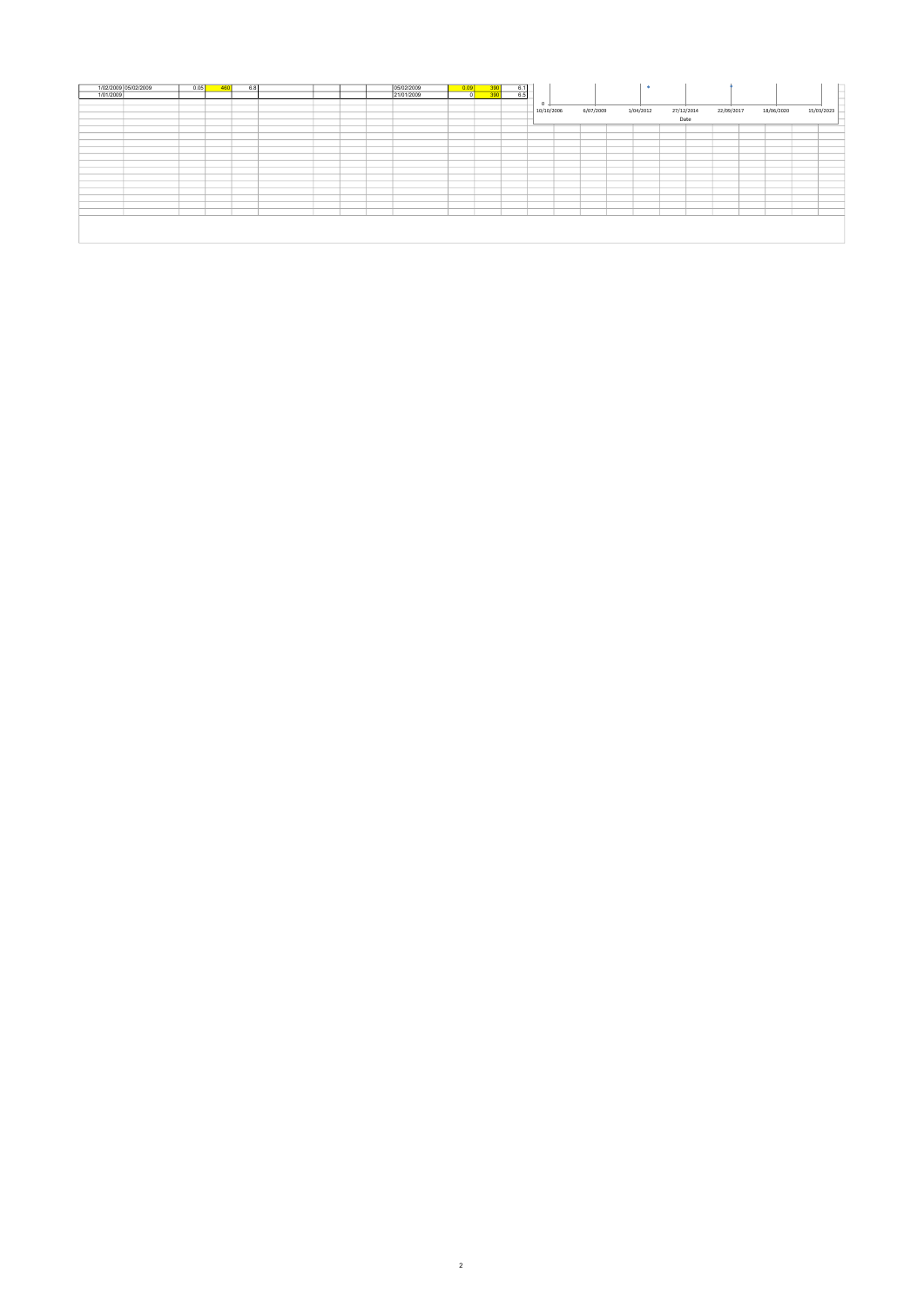| | | | | | | | | | | | | |
|---|---|---|---|---|---|---|---|---|---|---|---|---|
| 1/02/2009 | 05/02/2009 | 0.05 | 460 | 6.8 | | | | | 05/02/2009 | 0.09 | 390 | 6.1 |
| 1/01/2009 | | | | | | | | | 21/01/2009 | 0 | 390 | 6.5 |

0

10/10/2006 6/07/2009 1/04/2012 27/12/2014 22/09/2017 18/06/2020 15/03/2023

Date